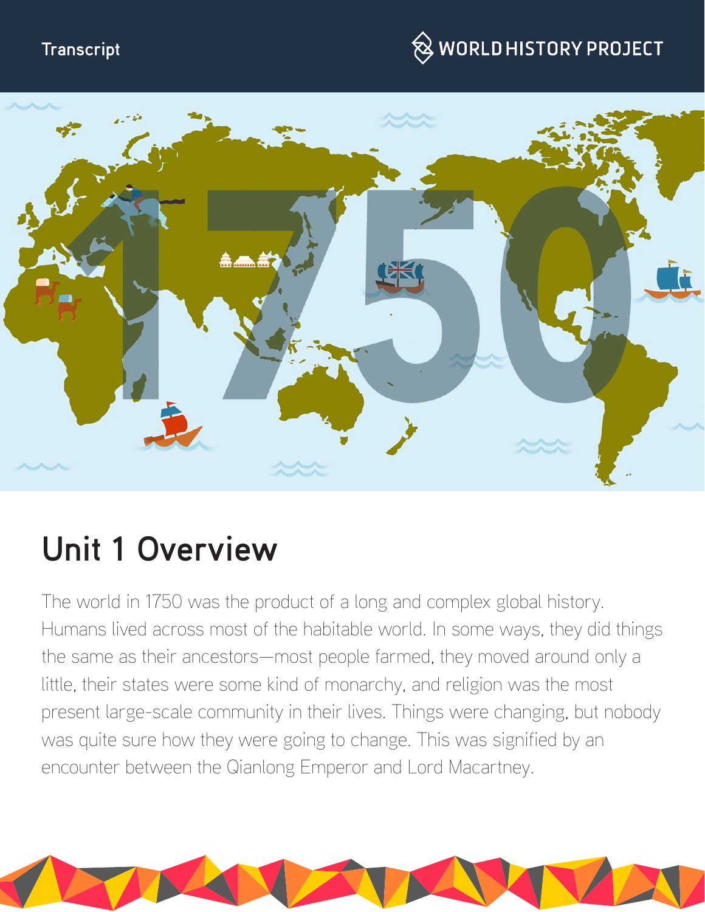Transcript

# Unit 1 Overview

The world in 1750 was the product of a long and complex global history. Humans lived across most of the habitable world. In some ways, they did things the same as their ancestors—most people farmed, they moved around only a little, their states were some kind of monarchy, and religion was the most present large-scale community in their lives. Things were changing, but nobody was quite sure how they were going to change. This was signified by an encounter between the Qianlong Emperor and Lord Macartney.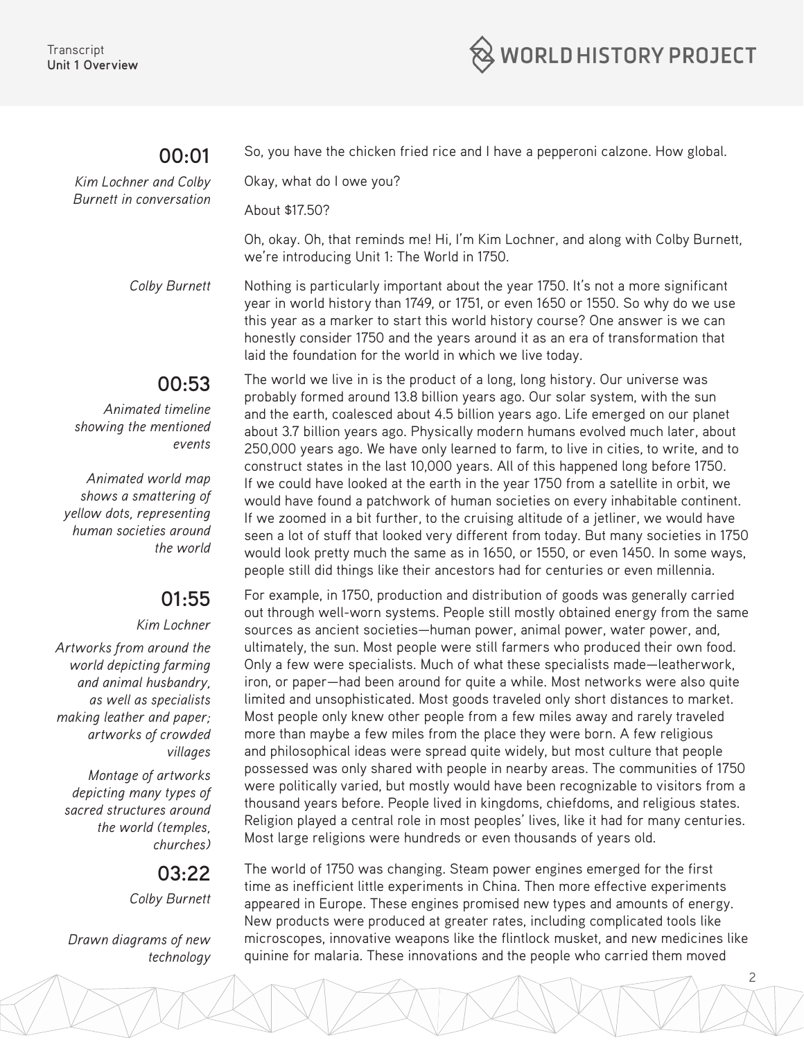**00:01**

*Kim Lochner and Colby Burnett in conversation*

So, you have the chicken fried rice and I have a pepperoni calzone. How global.

Okay, what do I owe you?

About $17.50?

Oh, okay. Oh, that reminds me! Hi, I'm Kim Lochner, and along with Colby Burnett, we're introducing Unit 1: The World in 1750.

*Colby Burnett*

Nothing is particularly important about the year 1750. It's not a more significant year in world history than 1749, or 1751, or even 1650 or 1550. So why do we use this year as a marker to start this world history course? One answer is we can honestly consider 1750 and the years around it as an era of transformation that laid the foundation for the world in which we live today.

**00:53**

*Animated timeline showing the mentioned events*

*Animated world map shows a smattering of yellow dots, representing human societies around the world*

The world we live in is the product of a long, long history. Our universe was probably formed around 13.8 billion years ago. Our solar system, with the sun and the earth, coalesced about 4.5 billion years ago. Life emerged on our planet about 3.7 billion years ago. Physically modern humans evolved much later, about 250,000 years ago. We have only learned to farm, to live in cities, to write, and to construct states in the last 10,000 years. All of this happened long before 1750. If we could have looked at the earth in the year 1750 from a satellite in orbit, we would have found a patchwork of human societies on every inhabitable continent. If we zoomed in a bit further, to the cruising altitude of a jetliner, we would have seen a lot of stuff that looked very different from today. But many societies in 1750 would look pretty much the same as in 1650, or 1550, or even 1450. In some ways, people still did things like their ancestors had for centuries or even millennia.

**01:55**

*Kim Lochner*

*Artworks from around the world depicting farming and animal husbandry, as well as specialists making leather and paper; artworks of crowded villages*

*Montage of artworks depicting many types of sacred structures around the world (temples, churches)*

For example, in 1750, production and distribution of goods was generally carried out through well-worn systems. People still mostly obtained energy from the same sources as ancient societies—human power, animal power, water power, and, ultimately, the sun. Most people were still farmers who produced their own food. Only a few were specialists. Much of what these specialists made—leatherwork, iron, or paper—had been around for quite a while. Most networks were also quite limited and unsophisticated. Most goods traveled only short distances to market. Most people only knew other people from a few miles away and rarely traveled more than maybe a few miles from the place they were born. A few religious and philosophical ideas were spread quite widely, but most culture that people possessed was only shared with people in nearby areas. The communities of 1750 were politically varied, but mostly would have been recognizable to visitors from a thousand years before. People lived in kingdoms, chiefdoms, and religious states. Religion played a central role in most peoples' lives, like it had for many centuries. Most large religions were hundreds or even thousands of years old.

**03:22**

*Colby Burnett*

*Drawn diagrams of new technology*

The world of 1750 was changing. Steam power engines emerged for the first time as inefficient little experiments in China. Then more effective experiments appeared in Europe. These engines promised new types and amounts of energy. New products were produced at greater rates, including complicated tools like microscopes, innovative weapons like the flintlock musket, and new medicines like quinine for malaria. These innovations and the people who carried them moved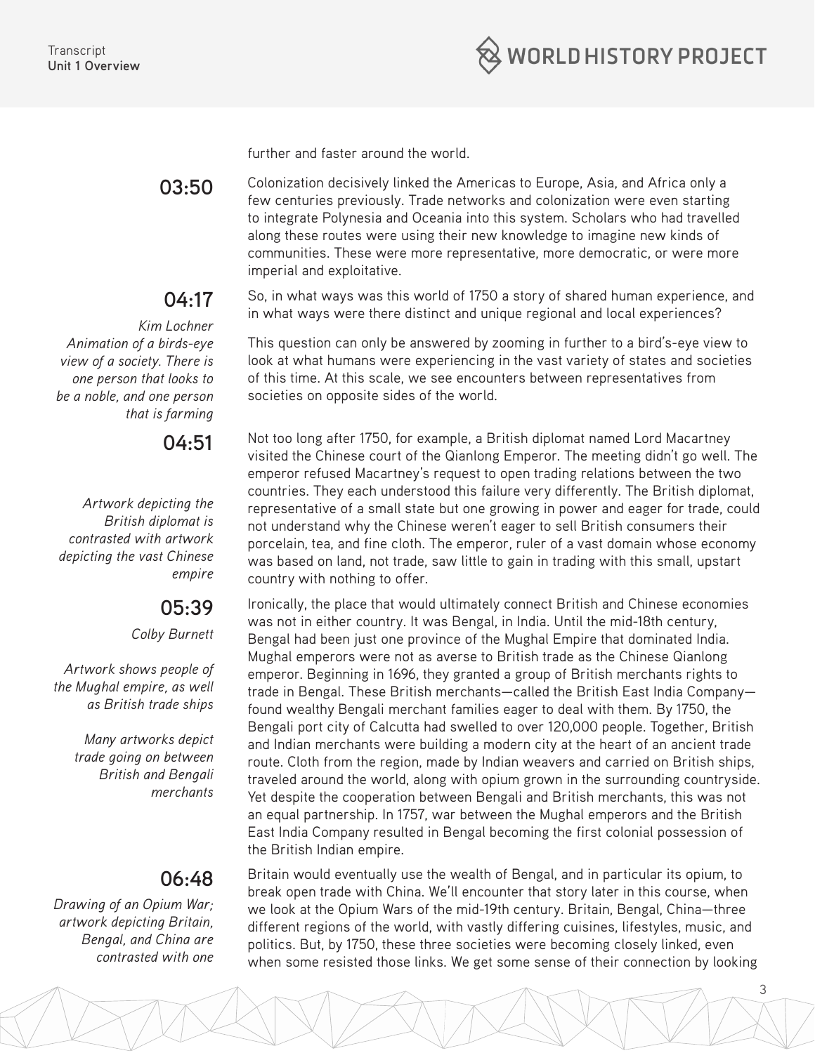further and faster around the world.

**03:50**

Colonization decisively linked the Americas to Europe, Asia, and Africa only a few centuries previously. Trade networks and colonization were even starting to integrate Polynesia and Oceania into this system. Scholars who had travelled along these routes were using their new knowledge to imagine new kinds of communities. These were more representative, more democratic, or were more imperial and exploitative.

**04:17**

*Kim Lochner*

*Animation of a birds-eye view of a society. There is one person that looks to be a noble, and one person that is farming*

So, in what ways was this world of 1750 a story of shared human experience, and in what ways were there distinct and unique regional and local experiences?

This question can only be answered by zooming in further to a bird's-eye view to look at what humans were experiencing in the vast variety of states and societies of this time. At this scale, we see encounters between representatives from societies on opposite sides of the world.

**04:51**

*Artwork depicting the British diplomat is contrasted with artwork depicting the vast Chinese empire*

Not too long after 1750, for example, a British diplomat named Lord Macartney visited the Chinese court of the Qianlong Emperor. The meeting didn't go well. The emperor refused Macartney's request to open trading relations between the two countries. They each understood this failure very differently. The British diplomat, representative of a small state but one growing in power and eager for trade, could not understand why the Chinese weren't eager to sell British consumers their porcelain, tea, and fine cloth. The emperor, ruler of a vast domain whose economy was based on land, not trade, saw little to gain in trading with this small, upstart country with nothing to offer.

**05:39**

*Colby Burnett*

*Artwork shows people of the Mughal empire, as well as British trade ships*

*Many artworks depict trade going on between British and Bengali merchants*

Ironically, the place that would ultimately connect British and Chinese economies was not in either country. It was Bengal, in India. Until the mid-18th century, Bengal had been just one province of the Mughal Empire that dominated India. Mughal emperors were not as averse to British trade as the Chinese Qianlong emperor. Beginning in 1696, they granted a group of British merchants rights to trade in Bengal. These British merchants—called the British East India Company—found wealthy Bengali merchant families eager to deal with them. By 1750, the Bengali port city of Calcutta had swelled to over 120,000 people. Together, British and Indian merchants were building a modern city at the heart of an ancient trade route. Cloth from the region, made by Indian weavers and carried on British ships, traveled around the world, along with opium grown in the surrounding countryside. Yet despite the cooperation between Bengali and British merchants, this was not an equal partnership. In 1757, war between the Mughal emperors and the British East India Company resulted in Bengal becoming the first colonial possession of the British Indian empire.

**06:48**

*Drawing of an Opium War; artwork depicting Britain, Bengal, and China are contrasted with one*

Britain would eventually use the wealth of Bengal, and in particular its opium, to break open trade with China. We'll encounter that story later in this course, when we look at the Opium Wars of the mid-19th century. Britain, Bengal, China—three different regions of the world, with vastly differing cuisines, lifestyles, music, and politics. But, by 1750, these three societies were becoming closely linked, even when some resisted those links. We get some sense of their connection by looking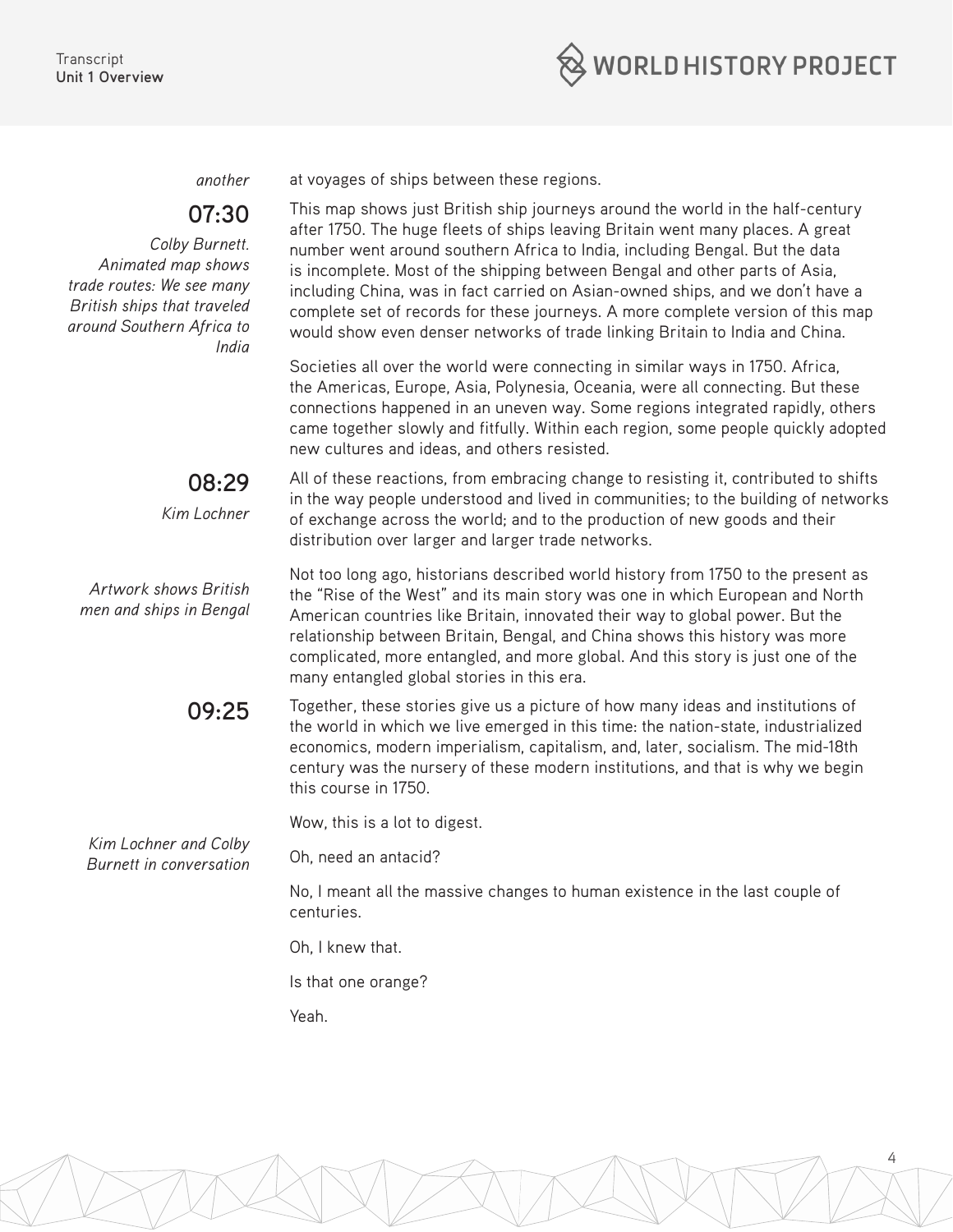*another* at voyages of ships between these regions.

**07:30**

*Colby Burnett. Animated map shows trade routes: We see many British ships that traveled around Southern Africa to India*

This map shows just British ship journeys around the world in the half-century after 1750. The huge fleets of ships leaving Britain went many places. A great number went around southern Africa to India, including Bengal. But the data is incomplete. Most of the shipping between Bengal and other parts of Asia, including China, was in fact carried on Asian-owned ships, and we don't have a complete set of records for these journeys. A more complete version of this map would show even denser networks of trade linking Britain to India and China.

Societies all over the world were connecting in similar ways in 1750. Africa, the Americas, Europe, Asia, Polynesia, Oceania, were all connecting. But these connections happened in an uneven way. Some regions integrated rapidly, others came together slowly and fitfully. Within each region, some people quickly adopted new cultures and ideas, and others resisted.

**08:29**

*Kim Lochner*

All of these reactions, from embracing change to resisting it, contributed to shifts in the way people understood and lived in communities; to the building of networks of exchange across the world; and to the production of new goods and their distribution over larger and larger trade networks.

*Artwork shows British men and ships in Bengal*

Not too long ago, historians described world history from 1750 to the present as the "Rise of the West" and its main story was one in which European and North American countries like Britain, innovated their way to global power. But the relationship between Britain, Bengal, and China shows this history was more complicated, more entangled, and more global. And this story is just one of the many entangled global stories in this era.

**09:25**

Together, these stories give us a picture of how many ideas and institutions of the world in which we live emerged in this time: the nation-state, industrialized economics, modern imperialism, capitalism, and, later, socialism. The mid-18th century was the nursery of these modern institutions, and that is why we begin this course in 1750.

*Kim Lochner and Colby Burnett in conversation*

Wow, this is a lot to digest.

Oh, need an antacid?

No, I meant all the massive changes to human existence in the last couple of centuries.

Oh, I knew that.

Is that one orange?

Yeah.